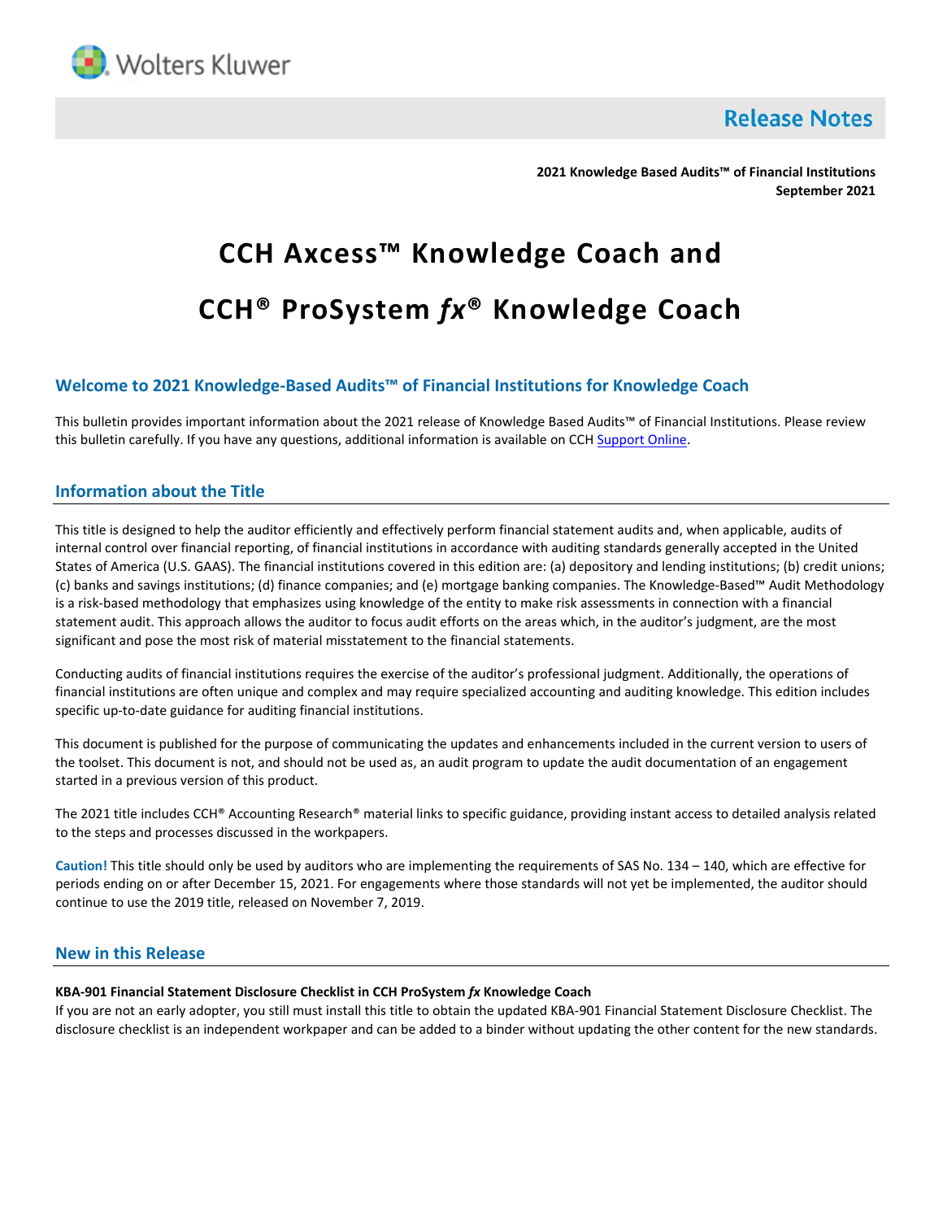Wolters Kluwer

**Release Notes**

**2021 Knowledge Based Audits™ of Financial Institutions**
**September 2021**

# CCH Axcess™ Knowledge Coach and

# CCH® ProSystem *fx*® Knowledge Coach

## Welcome to 2021 Knowledge-Based Audits™ of Financial Institutions for Knowledge Coach

This bulletin provides important information about the 2021 release of Knowledge Based Audits™ of Financial Institutions. Please review this bulletin carefully. If you have any questions, additional information is available on CCH Support Online.

## Information about the Title

This title is designed to help the auditor efficiently and effectively perform financial statement audits and, when applicable, audits of internal control over financial reporting, of financial institutions in accordance with auditing standards generally accepted in the United States of America (U.S. GAAS). The financial institutions covered in this edition are: (a) depository and lending institutions; (b) credit unions; (c) banks and savings institutions; (d) finance companies; and (e) mortgage banking companies. The Knowledge-Based™ Audit Methodology is a risk-based methodology that emphasizes using knowledge of the entity to make risk assessments in connection with a financial statement audit. This approach allows the auditor to focus audit efforts on the areas which, in the auditor's judgment, are the most significant and pose the most risk of material misstatement to the financial statements.

Conducting audits of financial institutions requires the exercise of the auditor's professional judgment. Additionally, the operations of financial institutions are often unique and complex and may require specialized accounting and auditing knowledge. This edition includes specific up-to-date guidance for auditing financial institutions.

This document is published for the purpose of communicating the updates and enhancements included in the current version to users of the toolset. This document is not, and should not be used as, an audit program to update the audit documentation of an engagement started in a previous version of this product.

The 2021 title includes CCH® Accounting Research® material links to specific guidance, providing instant access to detailed analysis related to the steps and processes discussed in the workpapers.

**Caution!** This title should only be used by auditors who are implementing the requirements of SAS No. 134 – 140, which are effective for periods ending on or after December 15, 2021. For engagements where those standards will not yet be implemented, the auditor should continue to use the 2019 title, released on November 7, 2019.

## New in this Release

**KBA-901 Financial Statement Disclosure Checklist in CCH ProSystem *fx* Knowledge Coach**
If you are not an early adopter, you still must install this title to obtain the updated KBA-901 Financial Statement Disclosure Checklist. The disclosure checklist is an independent workpaper and can be added to a binder without updating the other content for the new standards.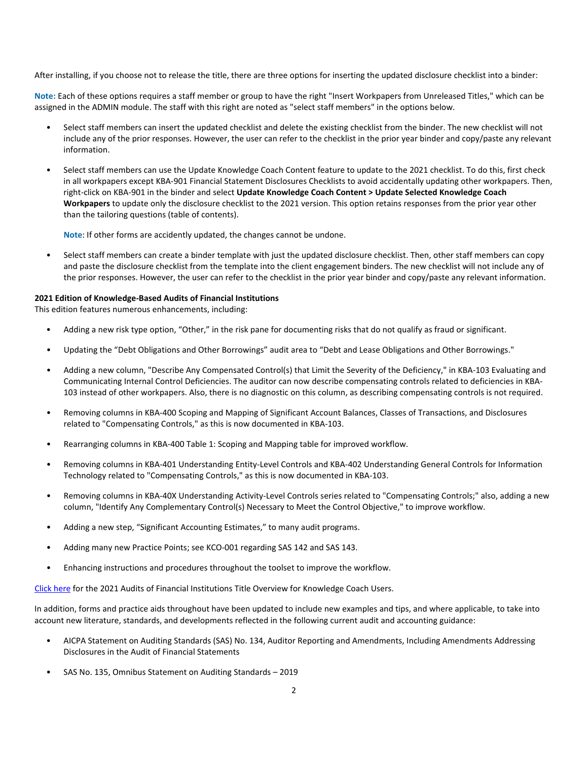After installing, if you choose not to release the title, there are three options for inserting the updated disclosure checklist into a binder:

**Note:** Each of these options requires a staff member or group to have the right "Insert Workpapers from Unreleased Titles," which can be assigned in the ADMIN module. The staff with this right are noted as "select staff members" in the options below.

- Select staff members can insert the updated checklist and delete the existing checklist from the binder. The new checklist will not include any of the prior responses. However, the user can refer to the checklist in the prior year binder and copy/paste any relevant information.
- Select staff members can use the Update Knowledge Coach Content feature to update to the 2021 checklist. To do this, first check in all workpapers except KBA-901 Financial Statement Disclosures Checklists to avoid accidentally updating other workpapers. Then, right-click on KBA-901 in the binder and select **Update Knowledge Coach Content > Update Selected Knowledge Coach Workpapers** to update only the disclosure checklist to the 2021 version. This option retains responses from the prior year other than the tailoring questions (table of contents).

  **Note**: If other forms are accidently updated, the changes cannot be undone.

- Select staff members can create a binder template with just the updated disclosure checklist. Then, other staff members can copy and paste the disclosure checklist from the template into the client engagement binders. The new checklist will not include any of the prior responses. However, the user can refer to the checklist in the prior year binder and copy/paste any relevant information.

**2021 Edition of Knowledge-Based Audits of Financial Institutions**
This edition features numerous enhancements, including:

- Adding a new risk type option, “Other,” in the risk pane for documenting risks that do not qualify as fraud or significant.
- Updating the “Debt Obligations and Other Borrowings” audit area to “Debt and Lease Obligations and Other Borrowings."
- Adding a new column, "Describe Any Compensated Control(s) that Limit the Severity of the Deficiency," in KBA-103 Evaluating and Communicating Internal Control Deficiencies. The auditor can now describe compensating controls related to deficiencies in KBA-103 instead of other workpapers. Also, there is no diagnostic on this column, as describing compensating controls is not required.
- Removing columns in KBA-400 Scoping and Mapping of Significant Account Balances, Classes of Transactions, and Disclosures related to "Compensating Controls," as this is now documented in KBA-103.
- Rearranging columns in KBA-400 Table 1: Scoping and Mapping table for improved workflow.
- Removing columns in KBA-401 Understanding Entity-Level Controls and KBA-402 Understanding General Controls for Information Technology related to "Compensating Controls," as this is now documented in KBA-103.
- Removing columns in KBA-40X Understanding Activity-Level Controls series related to "Compensating Controls;" also, adding a new column, "Identify Any Complementary Control(s) Necessary to Meet the Control Objective," to improve workflow.
- Adding a new step, “Significant Accounting Estimates,” to many audit programs.
- Adding many new Practice Points; see KCO-001 regarding SAS 142 and SAS 143.
- Enhancing instructions and procedures throughout the toolset to improve the workflow.

Click here for the 2021 Audits of Financial Institutions Title Overview for Knowledge Coach Users.

In addition, forms and practice aids throughout have been updated to include new examples and tips, and where applicable, to take into account new literature, standards, and developments reflected in the following current audit and accounting guidance:

- AICPA Statement on Auditing Standards (SAS) No. 134, Auditor Reporting and Amendments, Including Amendments Addressing Disclosures in the Audit of Financial Statements
- SAS No. 135, Omnibus Statement on Auditing Standards – 2019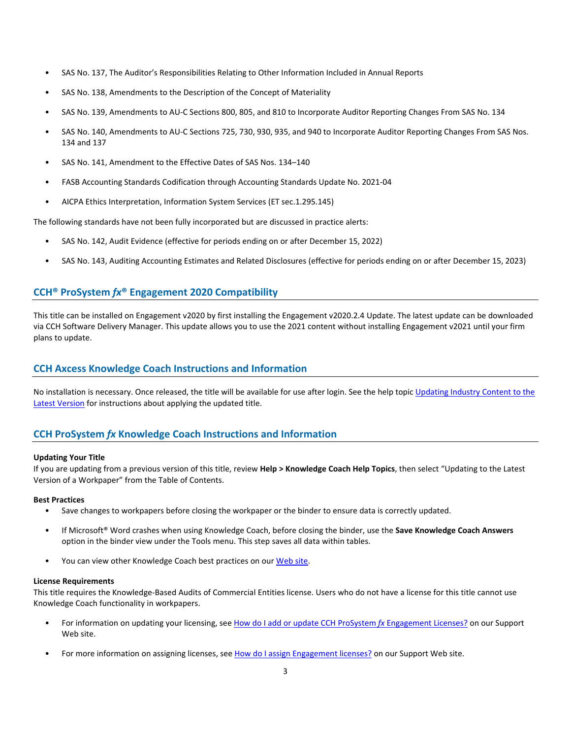- SAS No. 137, The Auditor's Responsibilities Relating to Other Information Included in Annual Reports
- SAS No. 138, Amendments to the Description of the Concept of Materiality
- SAS No. 139, Amendments to AU-C Sections 800, 805, and 810 to Incorporate Auditor Reporting Changes From SAS No. 134
- SAS No. 140, Amendments to AU-C Sections 725, 730, 930, 935, and 940 to Incorporate Auditor Reporting Changes From SAS Nos. 134 and 137
- SAS No. 141, Amendment to the Effective Dates of SAS Nos. 134–140
- FASB Accounting Standards Codification through Accounting Standards Update No. 2021-04
- AICPA Ethics Interpretation, Information System Services (ET sec.1.295.145)

The following standards have not been fully incorporated but are discussed in practice alerts:

- SAS No. 142, Audit Evidence (effective for periods ending on or after December 15, 2022)
- SAS No. 143, Auditing Accounting Estimates and Related Disclosures (effective for periods ending on or after December 15, 2023)

## CCH® ProSystem *fx*® Engagement 2020 Compatibility

This title can be installed on Engagement v2020 by first installing the Engagement v2020.2.4 Update. The latest update can be downloaded via CCH Software Delivery Manager. This update allows you to use the 2021 content without installing Engagement v2021 until your firm plans to update.

## CCH Axcess Knowledge Coach Instructions and Information

No installation is necessary. Once released, the title will be available for use after login. See the help topic Updating Industry Content to the Latest Version for instructions about applying the updated title.

## CCH ProSystem *fx* Knowledge Coach Instructions and Information

**Updating Your Title**
If you are updating from a previous version of this title, review **Help > Knowledge Coach Help Topics**, then select "Updating to the Latest Version of a Workpaper" from the Table of Contents.

**Best Practices**

- Save changes to workpapers before closing the workpaper or the binder to ensure data is correctly updated.
- If Microsoft® Word crashes when using Knowledge Coach, before closing the binder, use the **Save Knowledge Coach Answers** option in the binder view under the Tools menu. This step saves all data within tables.
- You can view other Knowledge Coach best practices on our Web site.

**License Requirements**
This title requires the Knowledge-Based Audits of Commercial Entities license. Users who do not have a license for this title cannot use Knowledge Coach functionality in workpapers.

- For information on updating your licensing, see How do I add or update CCH ProSystem *fx* Engagement Licenses? on our Support Web site.
- For more information on assigning licenses, see How do I assign Engagement licenses? on our Support Web site.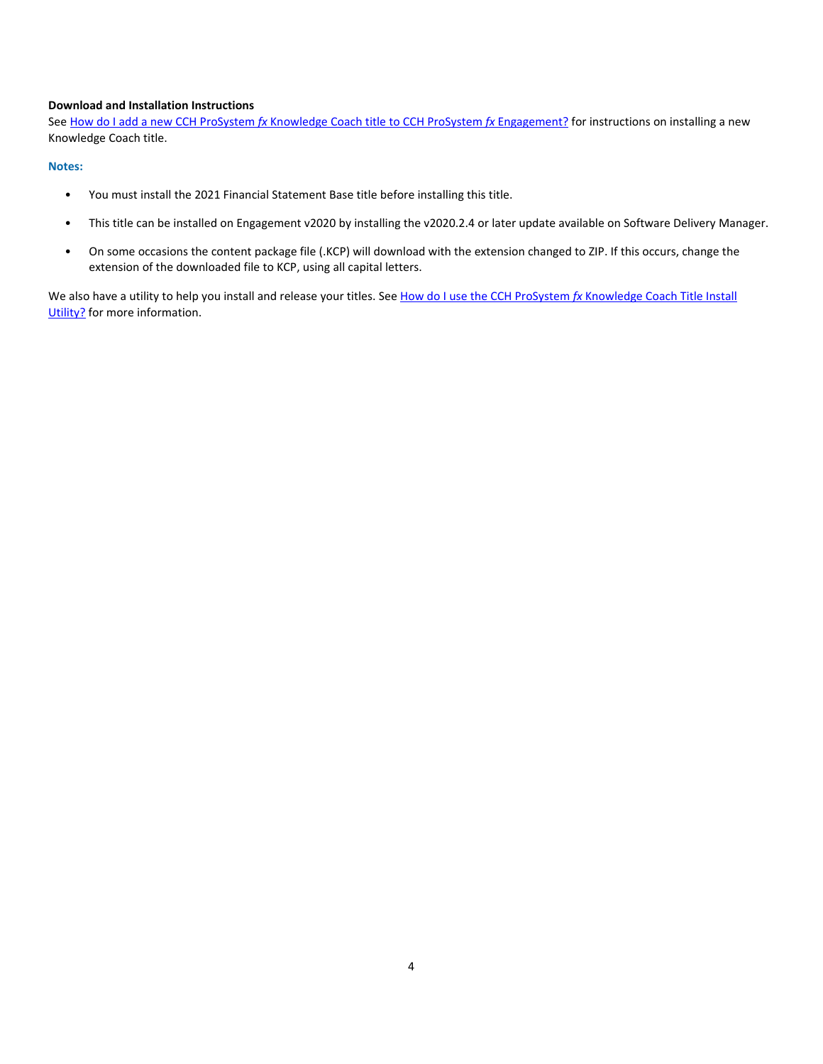**Download and Installation Instructions**

See How do I add a new CCH ProSystem *fx* Knowledge Coach title to CCH ProSystem *fx* Engagement? for instructions on installing a new Knowledge Coach title.

**Notes:**

- You must install the 2021 Financial Statement Base title before installing this title.
- This title can be installed on Engagement v2020 by installing the v2020.2.4 or later update available on Software Delivery Manager.
- On some occasions the content package file (.KCP) will download with the extension changed to ZIP. If this occurs, change the extension of the downloaded file to KCP, using all capital letters.

We also have a utility to help you install and release your titles. See How do I use the CCH ProSystem *fx* Knowledge Coach Title Install Utility? for more information.